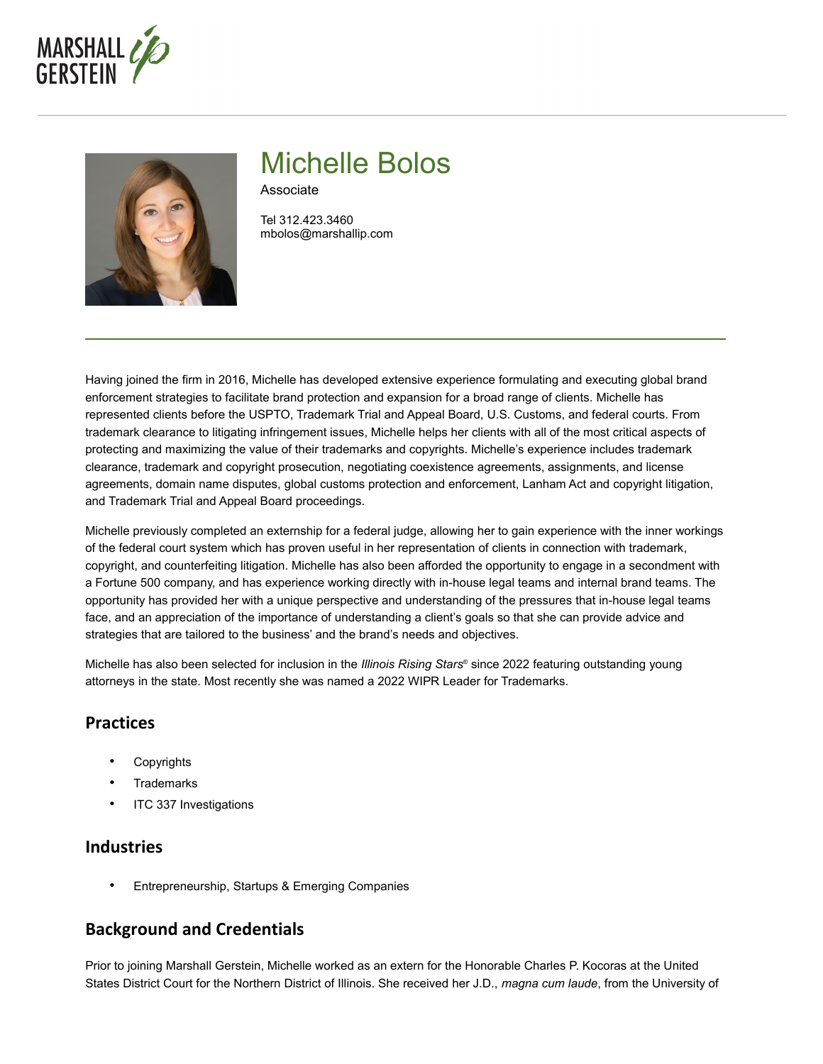# Michelle Bolos

Associate

Tel 312.423.3460
mbolos@marshallip.com

Having joined the firm in 2016, Michelle has developed extensive experience formulating and executing global brand enforcement strategies to facilitate brand protection and expansion for a broad range of clients. Michelle has represented clients before the USPTO, Trademark Trial and Appeal Board, U.S. Customs, and federal courts. From trademark clearance to litigating infringement issues, Michelle helps her clients with all of the most critical aspects of protecting and maximizing the value of their trademarks and copyrights. Michelle's experience includes trademark clearance, trademark and copyright prosecution, negotiating coexistence agreements, assignments, and license agreements, domain name disputes, global customs protection and enforcement, Lanham Act and copyright litigation, and Trademark Trial and Appeal Board proceedings.

Michelle previously completed an externship for a federal judge, allowing her to gain experience with the inner workings of the federal court system which has proven useful in her representation of clients in connection with trademark, copyright, and counterfeiting litigation. Michelle has also been afforded the opportunity to engage in a secondment with a Fortune 500 company, and has experience working directly with in-house legal teams and internal brand teams. The opportunity has provided her with a unique perspective and understanding of the pressures that in-house legal teams face, and an appreciation of the importance of understanding a client's goals so that she can provide advice and strategies that are tailored to the business' and the brand's needs and objectives.

Michelle has also been selected for inclusion in the *Illinois Rising Stars*® since 2022 featuring outstanding young attorneys in the state. Most recently she was named a 2022 WIPR Leader for Trademarks.

## Practices

- Copyrights
- Trademarks
- ITC 337 Investigations

## Industries

- Entrepreneurship, Startups & Emerging Companies

## Background and Credentials

Prior to joining Marshall Gerstein, Michelle worked as an extern for the Honorable Charles P. Kocoras at the United States District Court for the Northern District of Illinois. She received her J.D., *magna cum laude*, from the University of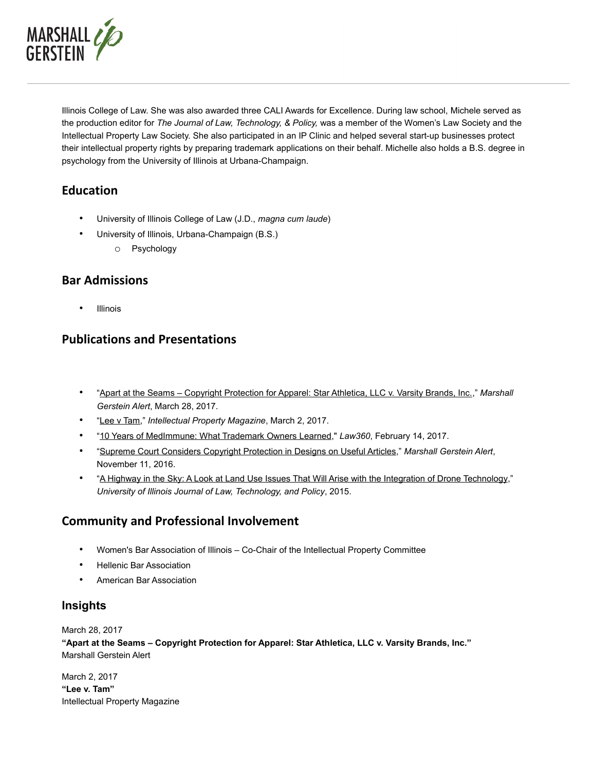Illinois College of Law. She was also awarded three CALI Awards for Excellence. During law school, Michele served as the production editor for *The Journal of Law, Technology, & Policy,* was a member of the Women's Law Society and the Intellectual Property Law Society. She also participated in an IP Clinic and helped several start-up businesses protect their intellectual property rights by preparing trademark applications on their behalf. Michelle also holds a B.S. degree in psychology from the University of Illinois at Urbana-Champaign.

## Education

- University of Illinois College of Law (J.D., *magna cum laude*)
- University of Illinois, Urbana-Champaign (B.S.)
  - Psychology

## Bar Admissions

- Illinois

## Publications and Presentations

- "Apart at the Seams – Copyright Protection for Apparel: Star Athletica, LLC v. Varsity Brands, Inc.," *Marshall Gerstein Alert*, March 28, 2017.
- "Lee v Tam," *Intellectual Property Magazine*, March 2, 2017.
- "10 Years of MedImmune: What Trademark Owners Learned," *Law360*, February 14, 2017.
- "Supreme Court Considers Copyright Protection in Designs on Useful Articles," *Marshall Gerstein Alert*, November 11, 2016.
- "A Highway in the Sky: A Look at Land Use Issues That Will Arise with the Integration of Drone Technology," *University of Illinois Journal of Law, Technology, and Policy*, 2015.

## Community and Professional Involvement

- Women's Bar Association of Illinois – Co-Chair of the Intellectual Property Committee
- Hellenic Bar Association
- American Bar Association

## Insights

March 28, 2017
**"Apart at the Seams – Copyright Protection for Apparel: Star Athletica, LLC v. Varsity Brands, Inc."**
Marshall Gerstein Alert

March 2, 2017
**"Lee v. Tam"**
Intellectual Property Magazine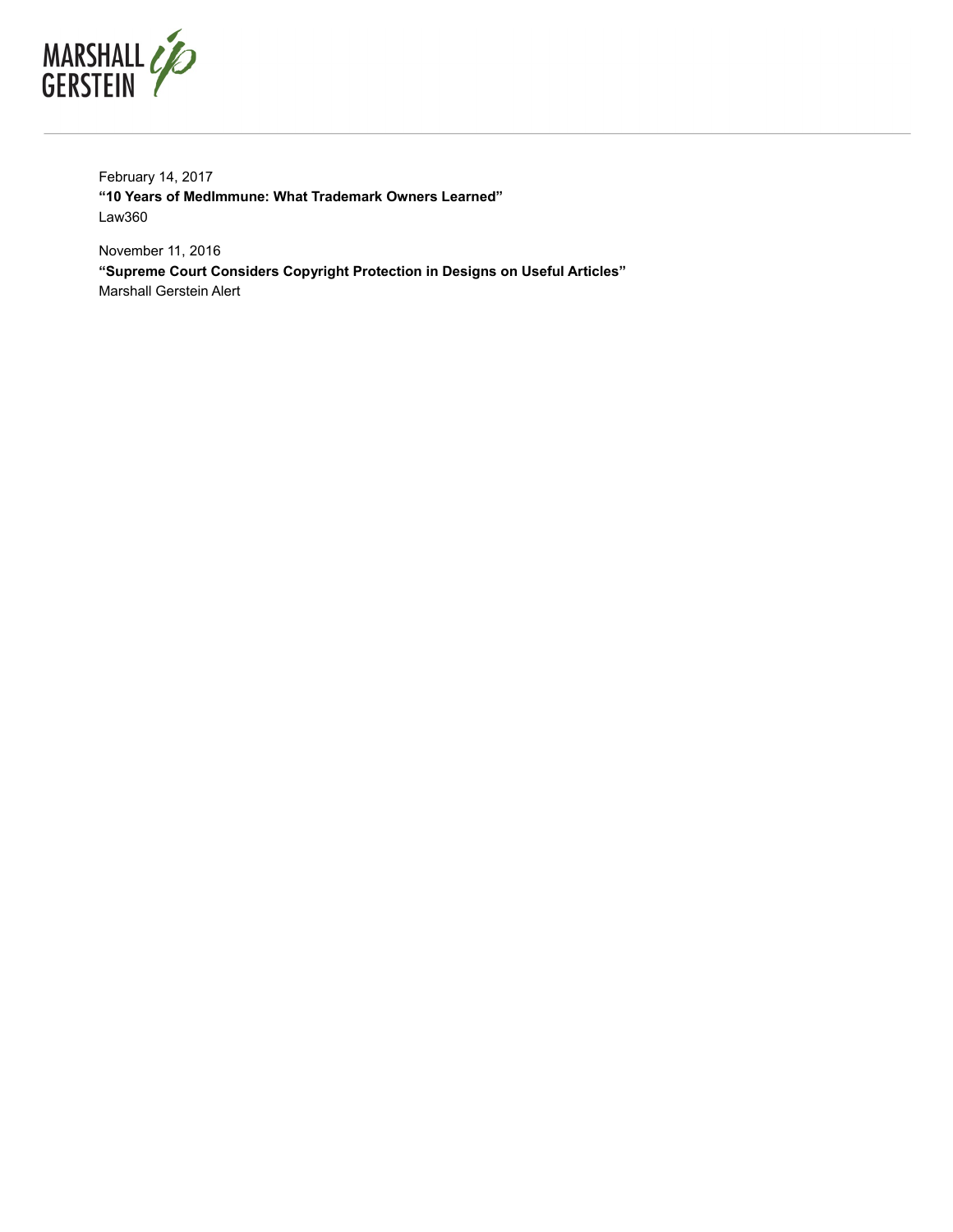February 14, 2017
**"10 Years of MedImmune: What Trademark Owners Learned"**
Law360

November 11, 2016
**"Supreme Court Considers Copyright Protection in Designs on Useful Articles"**
Marshall Gerstein Alert